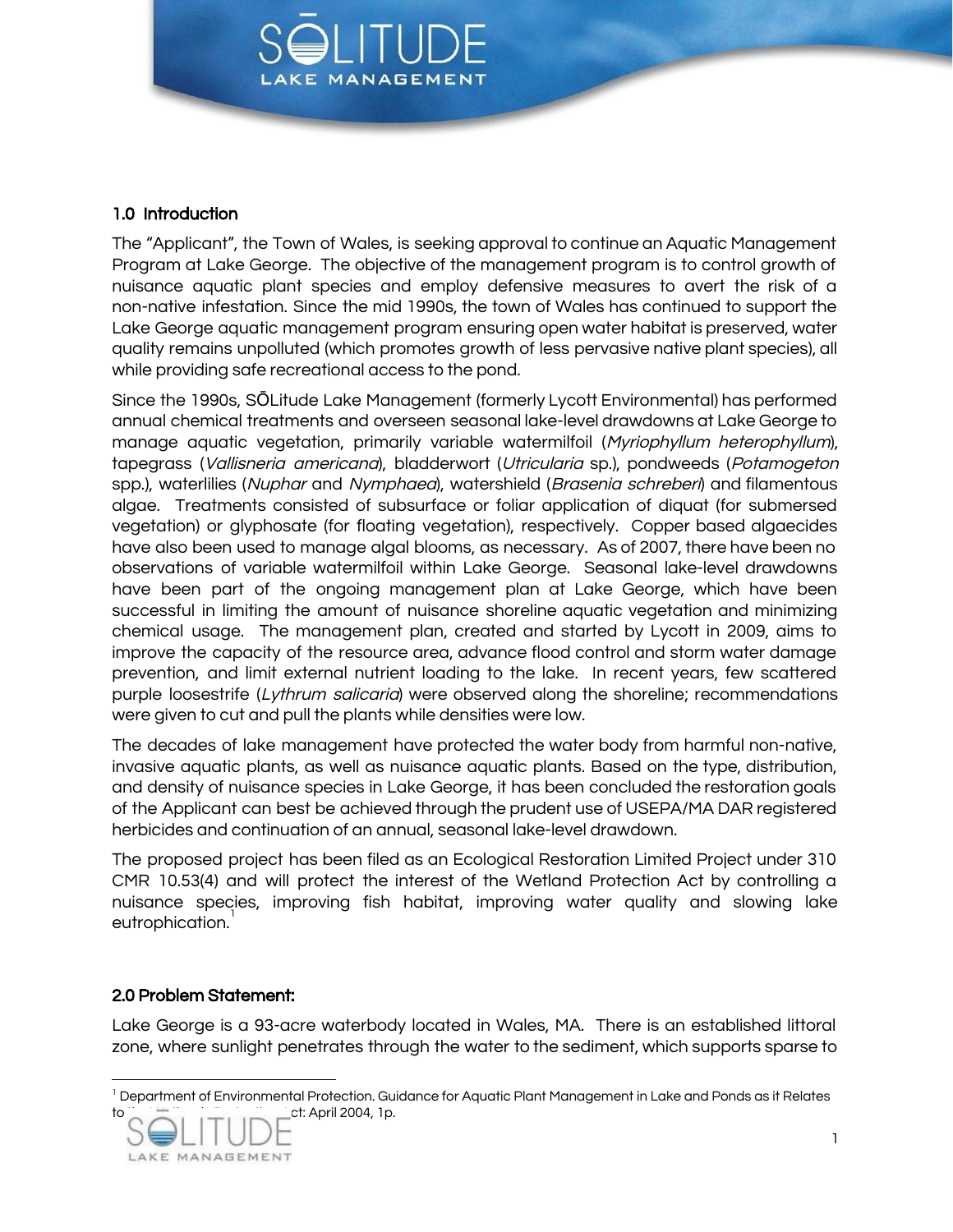## 1.0 Introduction

The "Applicant", the Town of Wales, is seeking approval to continue an Aquatic Management Program at Lake George. The objective of the management program is to control growth of nuisance aquatic plant species and employ defensive measures to avert the risk of a non-native infestation. Since the mid 1990s, the town of Wales has continued to support the Lake George aquatic management program ensuring open water habitat is preserved, water quality remains unpolluted (which promotes growth of less pervasive native plant species), all while providing safe recreational access to the pond.

Since the 1990s, SŌLitude Lake Management (formerly Lycott Environmental) has performed annual chemical treatments and overseen seasonal lake-level drawdowns at Lake George to manage aquatic vegetation, primarily variable watermilfoil (*Myriophyllum heterophyllum*), tapegrass (*Vallisneria americana*), bladderwort (*Utricularia* sp.), pondweeds (*Potamogeton* spp.), waterlilies (*Nuphar* and *Nymphaea*), watershield (*Brasenia schreberi*) and filamentous algae. Treatments consisted of subsurface or foliar application of diquat (for submersed vegetation) or glyphosate (for floating vegetation), respectively. Copper based algaecides have also been used to manage algal blooms, as necessary. As of 2007, there have been no observations of variable watermilfoil within Lake George. Seasonal lake-level drawdowns have been part of the ongoing management plan at Lake George, which have been successful in limiting the amount of nuisance shoreline aquatic vegetation and minimizing chemical usage. The management plan, created and started by Lycott in 2009, aims to improve the capacity of the resource area, advance flood control and storm water damage prevention, and limit external nutrient loading to the lake. In recent years, few scattered purple loosestrife (*Lythrum salicaria*) were observed along the shoreline; recommendations were given to cut and pull the plants while densities were low.

The decades of lake management have protected the water body from harmful non-native, invasive aquatic plants, as well as nuisance aquatic plants. Based on the type, distribution, and density of nuisance species in Lake George, it has been concluded the restoration goals of the Applicant can best be achieved through the prudent use of USEPA/MA DAR registered herbicides and continuation of an annual, seasonal lake-level drawdown.

The proposed project has been filed as an Ecological Restoration Limited Project under 310 CMR 10.53(4) and will protect the interest of the Wetland Protection Act by controlling a nuisance species, improving fish habitat, improving water quality and slowing lake eutrophication.[1]

## 2.0 Problem Statement:

Lake George is a 93-acre waterbody located in Wales, MA. There is an established littoral zone, where sunlight penetrates through the water to the sediment, which supports sparse to

[1] Department of Environmental Protection. Guidance for Aquatic Plant Management in Lake and Ponds as it Relates to the Wetlands Protection Act: April 2004, 1p.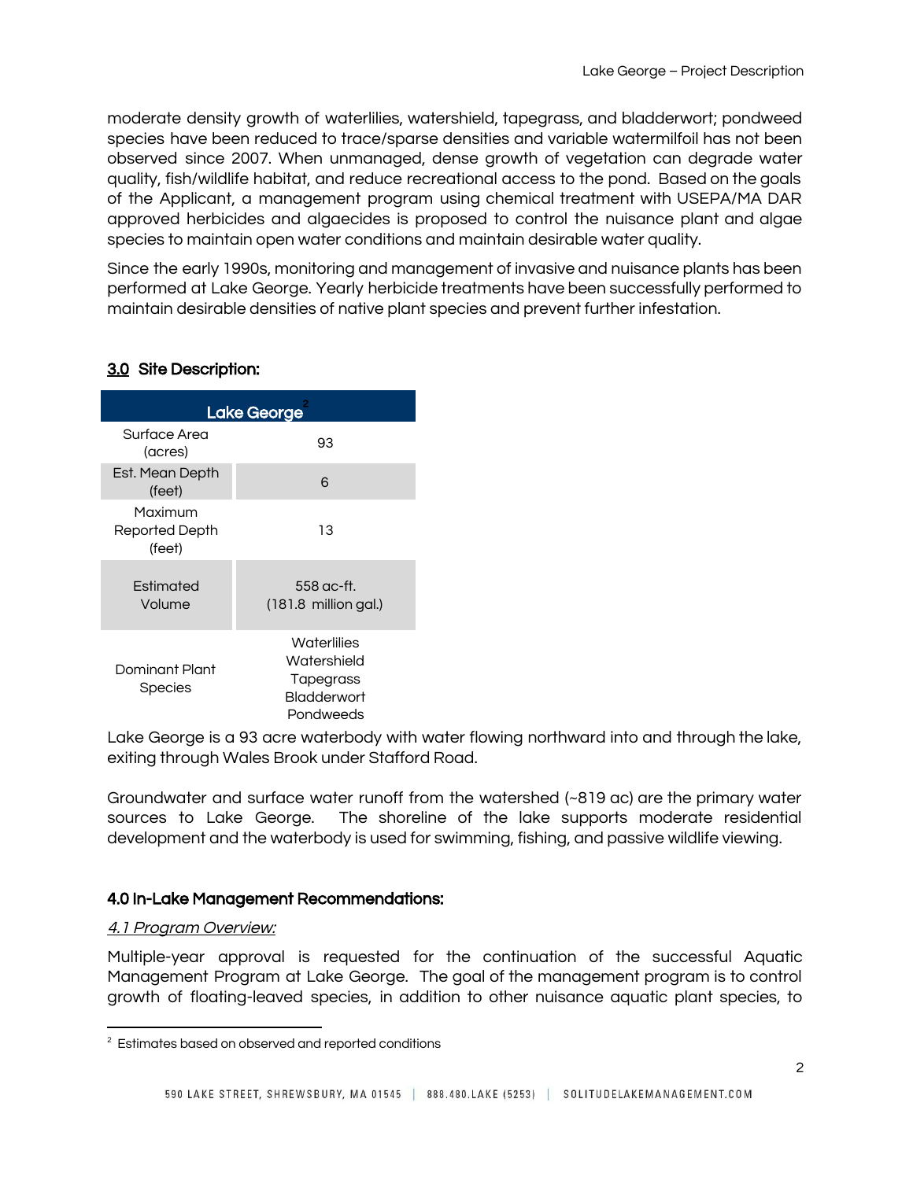moderate density growth of waterlilies, watershield, tapegrass, and bladderwort; pondweed species have been reduced to trace/sparse densities and variable watermilfoil has not been observed since 2007. When unmanaged, dense growth of vegetation can degrade water quality, fish/wildlife habitat, and reduce recreational access to the pond. Based on the goals of the Applicant, a management program using chemical treatment with USEPA/MA DAR approved herbicides and algaecides is proposed to control the nuisance plant and algae species to maintain open water conditions and maintain desirable water quality.

Since the early 1990s, monitoring and management of invasive and nuisance plants has been performed at Lake George. Yearly herbicide treatments have been successfully performed to maintain desirable densities of native plant species and prevent further infestation.

## 3.0 Site Description:

| Lake George[2] | |
|---|---|
| Surface Area (acres) | 93 |
| Est. Mean Depth (feet) | 6 |
| Maximum Reported Depth (feet) | 13 |
| Estimated Volume | 558 ac-ft. (181.8 million gal.) |
| Dominant Plant Species | Waterlilies<br>Watershield<br>Tapegrass<br>Bladderwort<br>Pondweeds |

Lake George is a 93 acre waterbody with water flowing northward into and through the lake, exiting through Wales Brook under Stafford Road.

Groundwater and surface water runoff from the watershed (~819 ac) are the primary water sources to Lake George. The shoreline of the lake supports moderate residential development and the waterbody is used for swimming, fishing, and passive wildlife viewing.

## 4.0 In-Lake Management Recommendations:

### *4.1 Program Overview:*

Multiple-year approval is requested for the continuation of the successful Aquatic Management Program at Lake George. The goal of the management program is to control growth of floating-leaved species, in addition to other nuisance aquatic plant species, to

[2] Estimates based on observed and reported conditions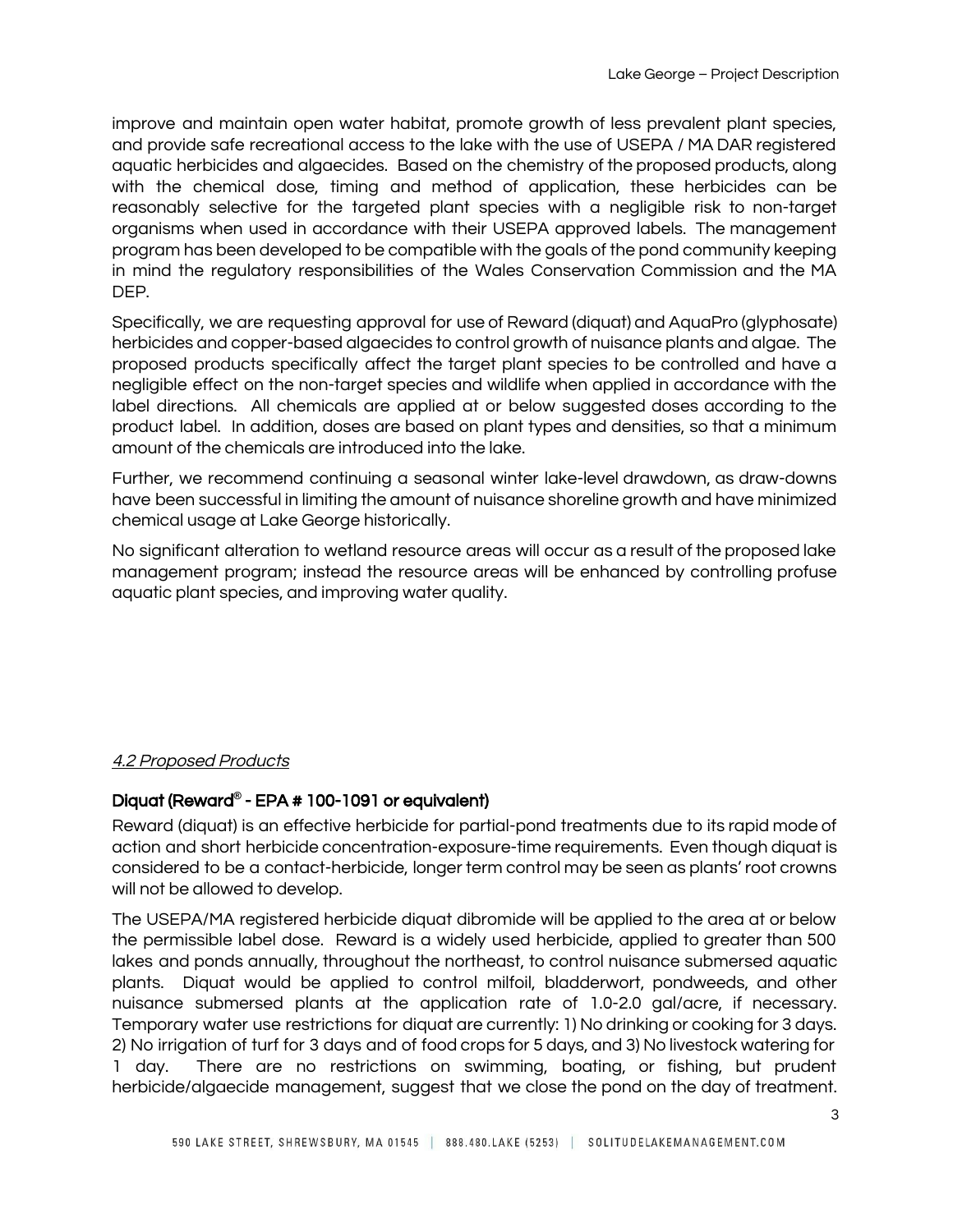improve and maintain open water habitat, promote growth of less prevalent plant species, and provide safe recreational access to the lake with the use of USEPA / MA DAR registered aquatic herbicides and algaecides. Based on the chemistry of the proposed products, along with the chemical dose, timing and method of application, these herbicides can be reasonably selective for the targeted plant species with a negligible risk to non-target organisms when used in accordance with their USEPA approved labels. The management program has been developed to be compatible with the goals of the pond community keeping in mind the regulatory responsibilities of the Wales Conservation Commission and the MA DEP.

Specifically, we are requesting approval for use of Reward (diquat) and AquaPro (glyphosate) herbicides and copper-based algaecides to control growth of nuisance plants and algae. The proposed products specifically affect the target plant species to be controlled and have a negligible effect on the non-target species and wildlife when applied in accordance with the label directions. All chemicals are applied at or below suggested doses according to the product label. In addition, doses are based on plant types and densities, so that a minimum amount of the chemicals are introduced into the lake.

Further, we recommend continuing a seasonal winter lake-level drawdown, as draw-downs have been successful in limiting the amount of nuisance shoreline growth and have minimized chemical usage at Lake George historically.

No significant alteration to wetland resource areas will occur as a result of the proposed lake management program; instead the resource areas will be enhanced by controlling profuse aquatic plant species, and improving water quality.

### *4.2 Proposed Products*

**Diquat (Reward® - EPA # 100-1091 or equivalent)**

Reward (diquat) is an effective herbicide for partial-pond treatments due to its rapid mode of action and short herbicide concentration-exposure-time requirements. Even though diquat is considered to be a contact-herbicide, longer term control may be seen as plants' root crowns will not be allowed to develop.

The USEPA/MA registered herbicide diquat dibromide will be applied to the area at or below the permissible label dose. Reward is a widely used herbicide, applied to greater than 500 lakes and ponds annually, throughout the northeast, to control nuisance submersed aquatic plants. Diquat would be applied to control milfoil, bladderwort, pondweeds, and other nuisance submersed plants at the application rate of 1.0-2.0 gal/acre, if necessary. Temporary water use restrictions for diquat are currently: 1) No drinking or cooking for 3 days. 2) No irrigation of turf for 3 days and of food crops for 5 days, and 3) No livestock watering for 1 day. There are no restrictions on swimming, boating, or fishing, but prudent herbicide/algaecide management, suggest that we close the pond on the day of treatment.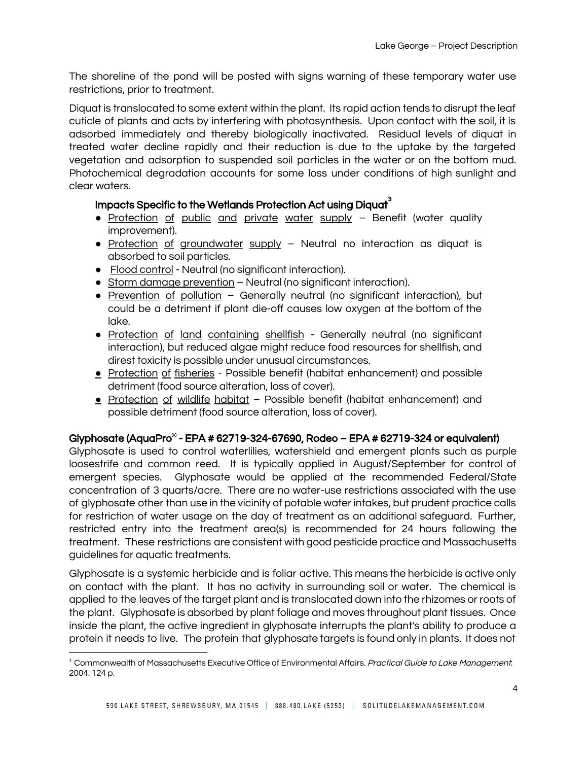The shoreline of the pond will be posted with signs warning of these temporary water use restrictions, prior to treatment.

Diquat is translocated to some extent within the plant. Its rapid action tends to disrupt the leaf cuticle of plants and acts by interfering with photosynthesis. Upon contact with the soil, it is adsorbed immediately and thereby biologically inactivated. Residual levels of diquat in treated water decline rapidly and their reduction is due to the uptake by the targeted vegetation and adsorption to suspended soil particles in the water or on the bottom mud. Photochemical degradation accounts for some loss under conditions of high sunlight and clear waters.

### Impacts Specific to the Wetlands Protection Act using Diquat[3]

- Protection of public and private water supply – Benefit (water quality improvement).
- Protection of groundwater supply – Neutral no interaction as diquat is absorbed to soil particles.
- Flood control - Neutral (no significant interaction).
- Storm damage prevention – Neutral (no significant interaction).
- Prevention of pollution – Generally neutral (no significant interaction), but could be a detriment if plant die-off causes low oxygen at the bottom of the lake.
- Protection of land containing shellfish - Generally neutral (no significant interaction), but reduced algae might reduce food resources for shellfish, and direst toxicity is possible under unusual circumstances.
- Protection of fisheries - Possible benefit (habitat enhancement) and possible detriment (food source alteration, loss of cover).
- Protection of wildlife habitat – Possible benefit (habitat enhancement) and possible detriment (food source alteration, loss of cover).

### Glyphosate (AquaPro® - EPA # 62719-324-67690, Rodeo – EPA # 62719-324 or equivalent)

Glyphosate is used to control waterlilies, watershield and emergent plants such as purple loosestrife and common reed. It is typically applied in August/September for control of emergent species. Glyphosate would be applied at the recommended Federal/State concentration of 3 quarts/acre. There are no water-use restrictions associated with the use of glyphosate other than use in the vicinity of potable water intakes, but prudent practice calls for restriction of water usage on the day of treatment as an additional safeguard. Further, restricted entry into the treatment area(s) is recommended for 24 hours following the treatment. These restrictions are consistent with good pesticide practice and Massachusetts guidelines for aquatic treatments.

Glyphosate is a systemic herbicide and is foliar active. This means the herbicide is active only on contact with the plant. It has no activity in surrounding soil or water. The chemical is applied to the leaves of the target plant and is translocated down into the rhizomes or roots of the plant. Glyphosate is absorbed by plant foliage and moves throughout plant tissues. Once inside the plant, the active ingredient in glyphosate interrupts the plant's ability to produce a protein it needs to live. The protein that glyphosate targets is found only in plants. It does not

---

[3] Commonwealth of Massachusetts Executive Office of Environmental Affairs. *Practical Guide to Lake Management*. 2004. 124 p.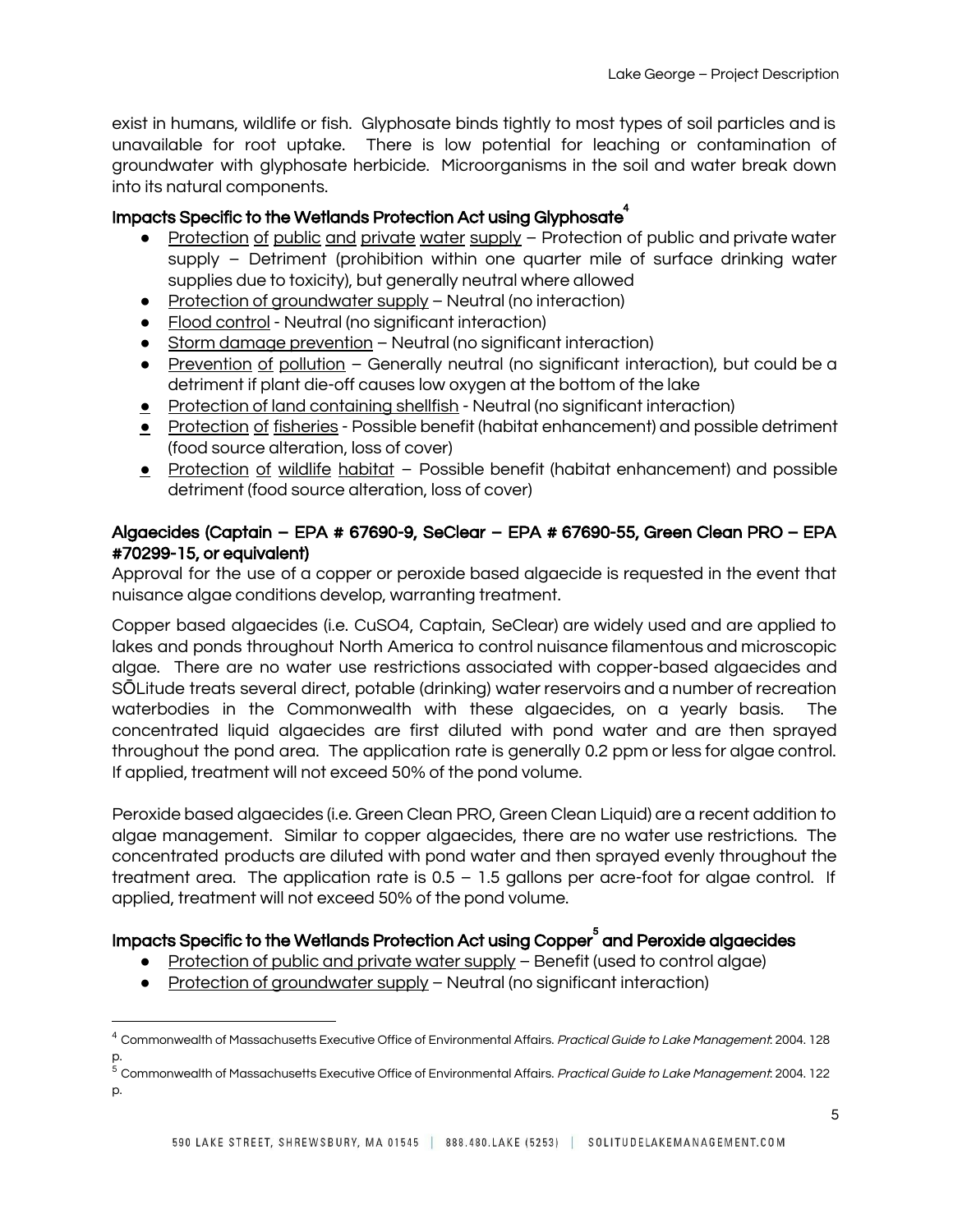exist in humans, wildlife or fish. Glyphosate binds tightly to most types of soil particles and is unavailable for root uptake. There is low potential for leaching or contamination of groundwater with glyphosate herbicide. Microorganisms in the soil and water break down into its natural components.

### Impacts Specific to the Wetlands Protection Act using Glyphosate[4]

- Protection of public and private water supply – Protection of public and private water supply – Detriment (prohibition within one quarter mile of surface drinking water supplies due to toxicity), but generally neutral where allowed
- Protection of groundwater supply – Neutral (no interaction)
- Flood control - Neutral (no significant interaction)
- Storm damage prevention – Neutral (no significant interaction)
- Prevention of pollution – Generally neutral (no significant interaction), but could be a detriment if plant die-off causes low oxygen at the bottom of the lake
- Protection of land containing shellfish - Neutral (no significant interaction)
- Protection of fisheries - Possible benefit (habitat enhancement) and possible detriment (food source alteration, loss of cover)
- Protection of wildlife habitat – Possible benefit (habitat enhancement) and possible detriment (food source alteration, loss of cover)

### Algaecides (Captain – EPA # 67690-9, SeClear – EPA # 67690-55, Green Clean PRO – EPA #70299-15, or equivalent)

Approval for the use of a copper or peroxide based algaecide is requested in the event that nuisance algae conditions develop, warranting treatment.

Copper based algaecides (i.e. $CuSO_4$, Captain, SeClear) are widely used and are applied to lakes and ponds throughout North America to control nuisance filamentous and microscopic algae. There are no water use restrictions associated with copper-based algaecides and SŌLitude treats several direct, potable (drinking) water reservoirs and a number of recreation waterbodies in the Commonwealth with these algaecides, on a yearly basis. The concentrated liquid algaecides are first diluted with pond water and are then sprayed throughout the pond area. The application rate is generally 0.2 ppm or less for algae control. If applied, treatment will not exceed 50% of the pond volume.

Peroxide based algaecides (i.e. Green Clean PRO, Green Clean Liquid) are a recent addition to algae management. Similar to copper algaecides, there are no water use restrictions. The concentrated products are diluted with pond water and then sprayed evenly throughout the treatment area. The application rate is 0.5 – 1.5 gallons per acre-foot for algae control. If applied, treatment will not exceed 50% of the pond volume.

### Impacts Specific to the Wetlands Protection Act using Copper[5] and Peroxide algaecides

- Protection of public and private water supply – Benefit (used to control algae)
- Protection of groundwater supply – Neutral (no significant interaction)

---

[4] Commonwealth of Massachusetts Executive Office of Environmental Affairs. *Practical Guide to Lake Management*: 2004. 128 p.

[5] Commonwealth of Massachusetts Executive Office of Environmental Affairs. *Practical Guide to Lake Management*: 2004. 122 p.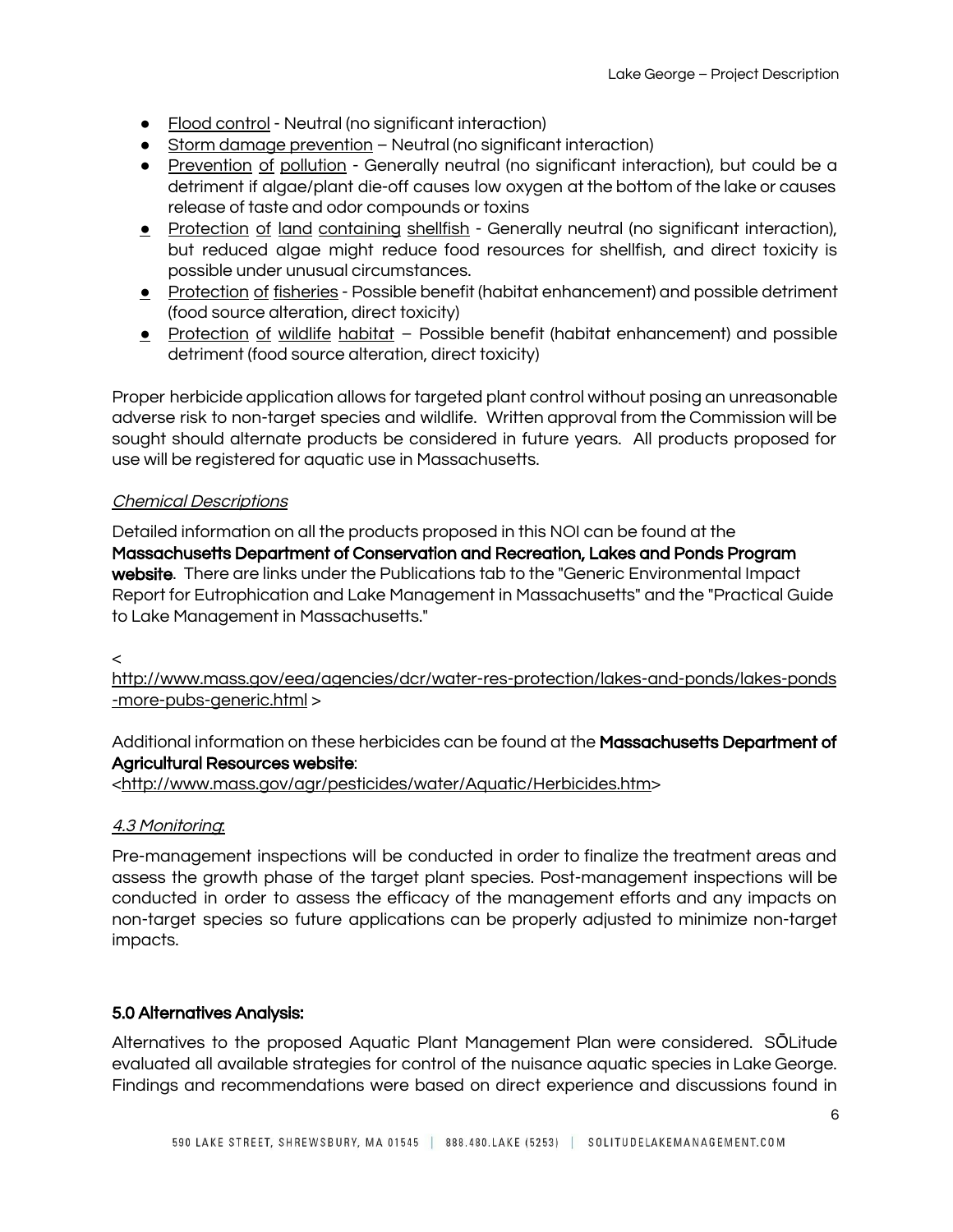- Flood control - Neutral (no significant interaction)
- Storm damage prevention – Neutral (no significant interaction)
- Prevention of pollution - Generally neutral (no significant interaction), but could be a detriment if algae/plant die-off causes low oxygen at the bottom of the lake or causes release of taste and odor compounds or toxins
- Protection of land containing shellfish - Generally neutral (no significant interaction), but reduced algae might reduce food resources for shellfish, and direct toxicity is possible under unusual circumstances.
- Protection of fisheries - Possible benefit (habitat enhancement) and possible detriment (food source alteration, direct toxicity)
- Protection of wildlife habitat – Possible benefit (habitat enhancement) and possible detriment (food source alteration, direct toxicity)

Proper herbicide application allows for targeted plant control without posing an unreasonable adverse risk to non-target species and wildlife. Written approval from the Commission will be sought should alternate products be considered in future years. All products proposed for use will be registered for aquatic use in Massachusetts.

*Chemical Descriptions*

Detailed information on all the products proposed in this NOI can be found at the **Massachusetts Department of Conservation and Recreation, Lakes and Ponds Program website**. There are links under the Publications tab to the "Generic Environmental Impact Report for Eutrophication and Lake Management in Massachusetts" and the "Practical Guide to Lake Management in Massachusetts."

< http://www.mass.gov/eea/agencies/dcr/water-res-protection/lakes-and-ponds/lakes-ponds-more-pubs-generic.html >

Additional information on these herbicides can be found at the **Massachusetts Department of Agricultural Resources website**: <http://www.mass.gov/agr/pesticides/water/Aquatic/Herbicides.htm>

*4.3 Monitoring:*

Pre-management inspections will be conducted in order to finalize the treatment areas and assess the growth phase of the target plant species. Post-management inspections will be conducted in order to assess the efficacy of the management efforts and any impacts on non-target species so future applications can be properly adjusted to minimize non-target impacts.

**5.0 Alternatives Analysis:**

Alternatives to the proposed Aquatic Plant Management Plan were considered. SŌLitude evaluated all available strategies for control of the nuisance aquatic species in Lake George. Findings and recommendations were based on direct experience and discussions found in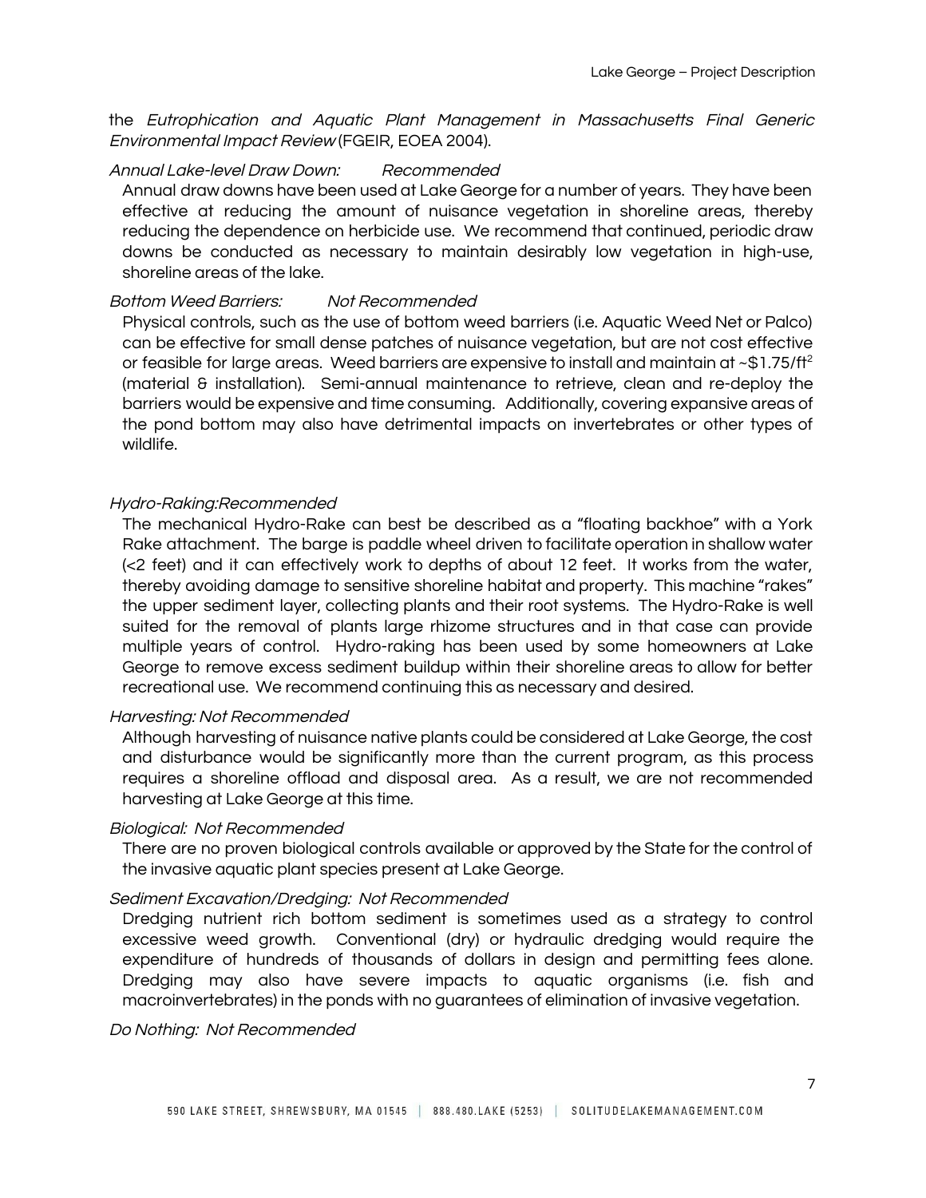the *Eutrophication and Aquatic Plant Management in Massachusetts Final Generic Environmental Impact Review* (FGEIR, EOEA 2004).

*Annual Lake-level Draw Down: Recommended*

Annual draw downs have been used at Lake George for a number of years. They have been effective at reducing the amount of nuisance vegetation in shoreline areas, thereby reducing the dependence on herbicide use. We recommend that continued, periodic draw downs be conducted as necessary to maintain desirably low vegetation in high-use, shoreline areas of the lake.

*Bottom Weed Barriers: Not Recommended*

Physical controls, such as the use of bottom weed barriers (i.e. Aquatic Weed Net or Palco) can be effective for small dense patches of nuisance vegetation, but are not cost effective or feasible for large areas. Weed barriers are expensive to install and maintain at ~$1.75/ft$^2$ (material & installation). Semi-annual maintenance to retrieve, clean and re-deploy the barriers would be expensive and time consuming. Additionally, covering expansive areas of the pond bottom may also have detrimental impacts on invertebrates or other types of wildlife.

*Hydro-Raking:Recommended*

The mechanical Hydro-Rake can best be described as a "floating backhoe" with a York Rake attachment. The barge is paddle wheel driven to facilitate operation in shallow water (<2 feet) and it can effectively work to depths of about 12 feet. It works from the water, thereby avoiding damage to sensitive shoreline habitat and property. This machine "rakes" the upper sediment layer, collecting plants and their root systems. The Hydro-Rake is well suited for the removal of plants large rhizome structures and in that case can provide multiple years of control. Hydro-raking has been used by some homeowners at Lake George to remove excess sediment buildup within their shoreline areas to allow for better recreational use. We recommend continuing this as necessary and desired.

*Harvesting: Not Recommended*

Although harvesting of nuisance native plants could be considered at Lake George, the cost and disturbance would be significantly more than the current program, as this process requires a shoreline offload and disposal area. As a result, we are not recommended harvesting at Lake George at this time.

*Biological: Not Recommended*

There are no proven biological controls available or approved by the State for the control of the invasive aquatic plant species present at Lake George.

*Sediment Excavation/Dredging: Not Recommended*

Dredging nutrient rich bottom sediment is sometimes used as a strategy to control excessive weed growth. Conventional (dry) or hydraulic dredging would require the expenditure of hundreds of thousands of dollars in design and permitting fees alone. Dredging may also have severe impacts to aquatic organisms (i.e. fish and macroinvertebrates) in the ponds with no guarantees of elimination of invasive vegetation.

*Do Nothing: Not Recommended*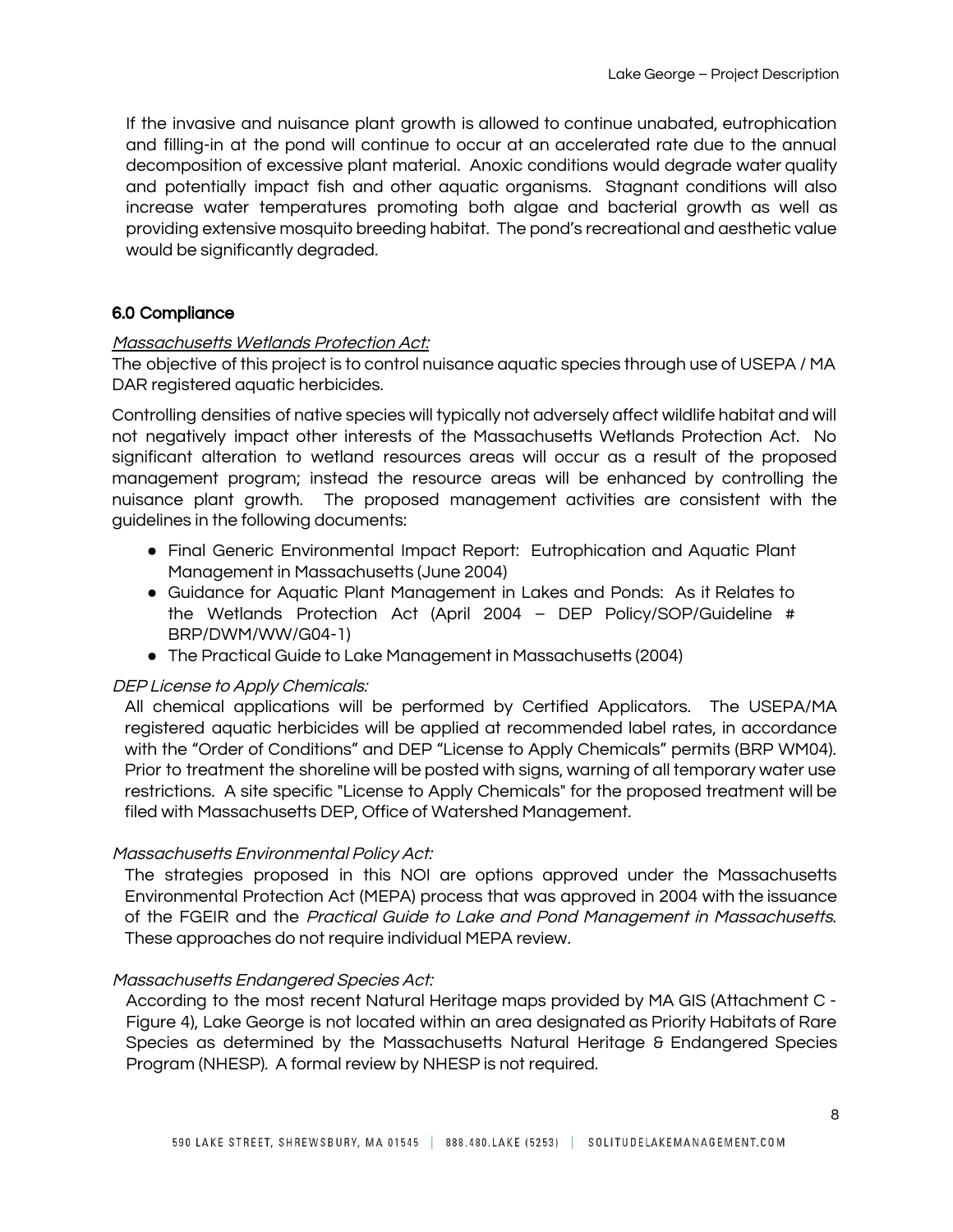If the invasive and nuisance plant growth is allowed to continue unabated, eutrophication and filling-in at the pond will continue to occur at an accelerated rate due to the annual decomposition of excessive plant material. Anoxic conditions would degrade water quality and potentially impact fish and other aquatic organisms. Stagnant conditions will also increase water temperatures promoting both algae and bacterial growth as well as providing extensive mosquito breeding habitat. The pond's recreational and aesthetic value would be significantly degraded.

## 6.0 Compliance

*Massachusetts Wetlands Protection Act:*

The objective of this project is to control nuisance aquatic species through use of USEPA / MA DAR registered aquatic herbicides.

Controlling densities of native species will typically not adversely affect wildlife habitat and will not negatively impact other interests of the Massachusetts Wetlands Protection Act. No significant alteration to wetland resources areas will occur as a result of the proposed management program; instead the resource areas will be enhanced by controlling the nuisance plant growth. The proposed management activities are consistent with the guidelines in the following documents:

- Final Generic Environmental Impact Report: Eutrophication and Aquatic Plant Management in Massachusetts (June 2004)
- Guidance for Aquatic Plant Management in Lakes and Ponds: As it Relates to the Wetlands Protection Act (April 2004 – DEP Policy/SOP/Guideline # BRP/DWM/WW/G04-1)
- The Practical Guide to Lake Management in Massachusetts (2004)

*DEP License to Apply Chemicals:*

All chemical applications will be performed by Certified Applicators. The USEPA/MA registered aquatic herbicides will be applied at recommended label rates, in accordance with the "Order of Conditions" and DEP "License to Apply Chemicals" permits (BRP WM04). Prior to treatment the shoreline will be posted with signs, warning of all temporary water use restrictions. A site specific "License to Apply Chemicals" for the proposed treatment will be filed with Massachusetts DEP, Office of Watershed Management.

*Massachusetts Environmental Policy Act:*

The strategies proposed in this NOI are options approved under the Massachusetts Environmental Protection Act (MEPA) process that was approved in 2004 with the issuance of the FGEIR and the *Practical Guide to Lake and Pond Management in Massachusetts*. These approaches do not require individual MEPA review.

*Massachusetts Endangered Species Act:*

According to the most recent Natural Heritage maps provided by MA GIS (Attachment C - Figure 4), Lake George is not located within an area designated as Priority Habitats of Rare Species as determined by the Massachusetts Natural Heritage & Endangered Species Program (NHESP). A formal review by NHESP is not required.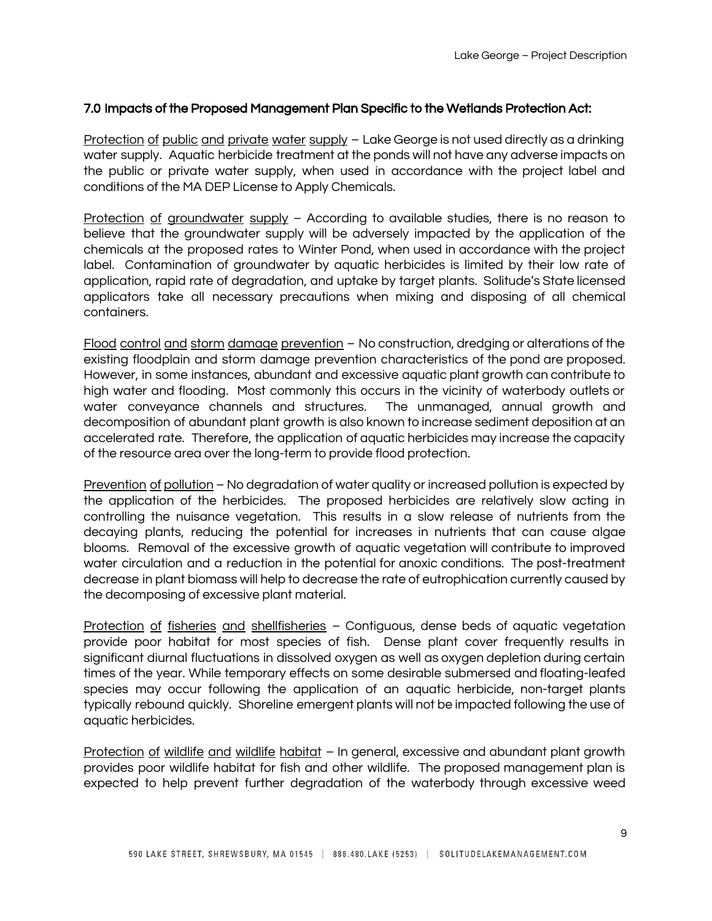## 7.0 Impacts of the Proposed Management Plan Specific to the Wetlands Protection Act:

<u>Protection of public and private water supply</u> – Lake George is not used directly as a drinking water supply. Aquatic herbicide treatment at the ponds will not have any adverse impacts on the public or private water supply, when used in accordance with the project label and conditions of the MA DEP License to Apply Chemicals.

<u>Protection of groundwater supply</u> – According to available studies, there is no reason to believe that the groundwater supply will be adversely impacted by the application of the chemicals at the proposed rates to Winter Pond, when used in accordance with the project label. Contamination of groundwater by aquatic herbicides is limited by their low rate of application, rapid rate of degradation, and uptake by target plants. Solitude's State licensed applicators take all necessary precautions when mixing and disposing of all chemical containers.

<u>Flood control and storm damage prevention</u> – No construction, dredging or alterations of the existing floodplain and storm damage prevention characteristics of the pond are proposed. However, in some instances, abundant and excessive aquatic plant growth can contribute to high water and flooding. Most commonly this occurs in the vicinity of waterbody outlets or water conveyance channels and structures. The unmanaged, annual growth and decomposition of abundant plant growth is also known to increase sediment deposition at an accelerated rate. Therefore, the application of aquatic herbicides may increase the capacity of the resource area over the long-term to provide flood protection.

<u>Prevention of pollution</u> – No degradation of water quality or increased pollution is expected by the application of the herbicides. The proposed herbicides are relatively slow acting in controlling the nuisance vegetation. This results in a slow release of nutrients from the decaying plants, reducing the potential for increases in nutrients that can cause algae blooms. Removal of the excessive growth of aquatic vegetation will contribute to improved water circulation and a reduction in the potential for anoxic conditions. The post-treatment decrease in plant biomass will help to decrease the rate of eutrophication currently caused by the decomposing of excessive plant material.

<u>Protection of fisheries and shellfisheries</u> – Contiguous, dense beds of aquatic vegetation provide poor habitat for most species of fish. Dense plant cover frequently results in significant diurnal fluctuations in dissolved oxygen as well as oxygen depletion during certain times of the year. While temporary effects on some desirable submersed and floating-leafed species may occur following the application of an aquatic herbicide, non-target plants typically rebound quickly. Shoreline emergent plants will not be impacted following the use of aquatic herbicides.

<u>Protection of wildlife and wildlife habitat</u> – In general, excessive and abundant plant growth provides poor wildlife habitat for fish and other wildlife. The proposed management plan is expected to help prevent further degradation of the waterbody through excessive weed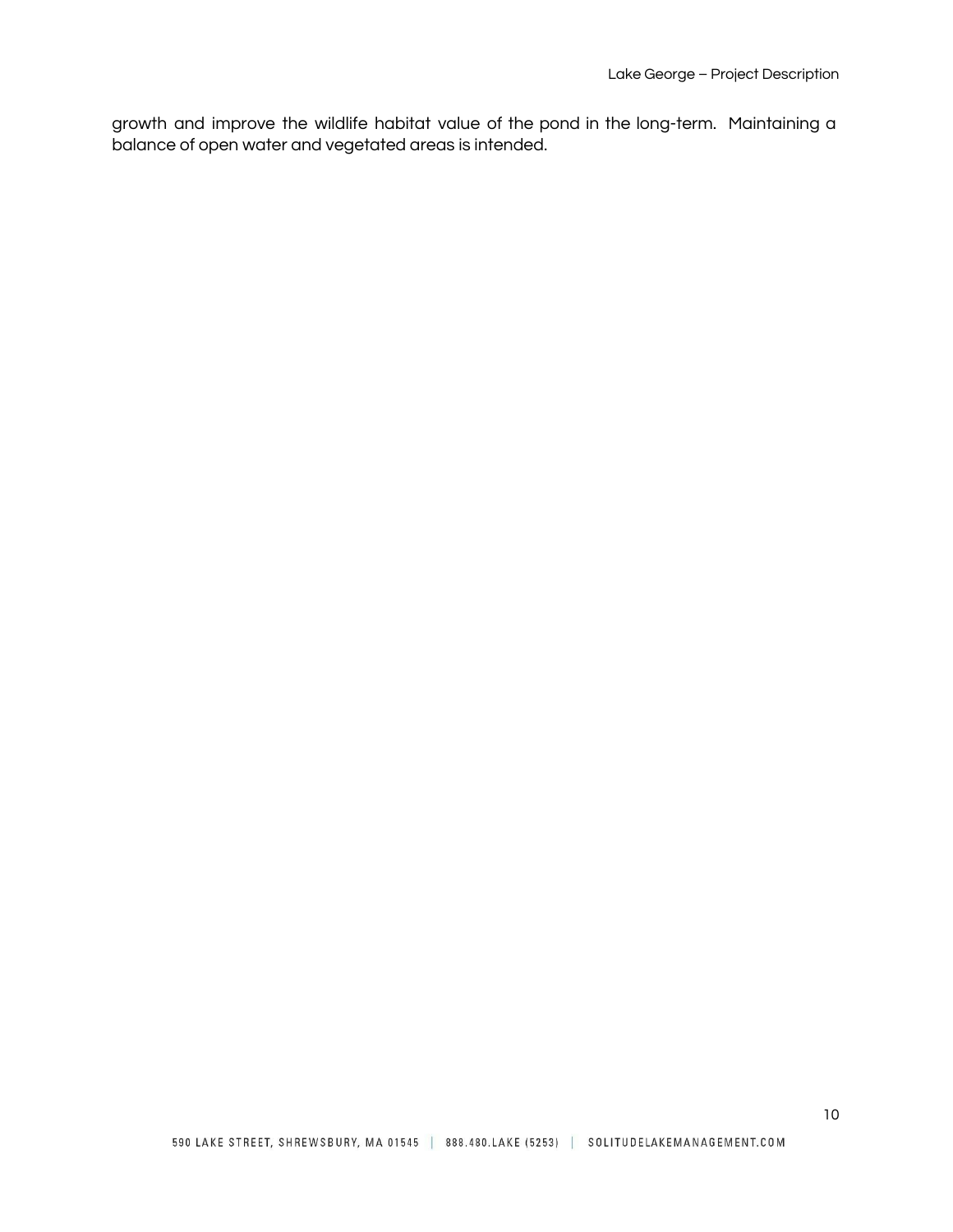growth and improve the wildlife habitat value of the pond in the long-term. Maintaining a balance of open water and vegetated areas is intended.